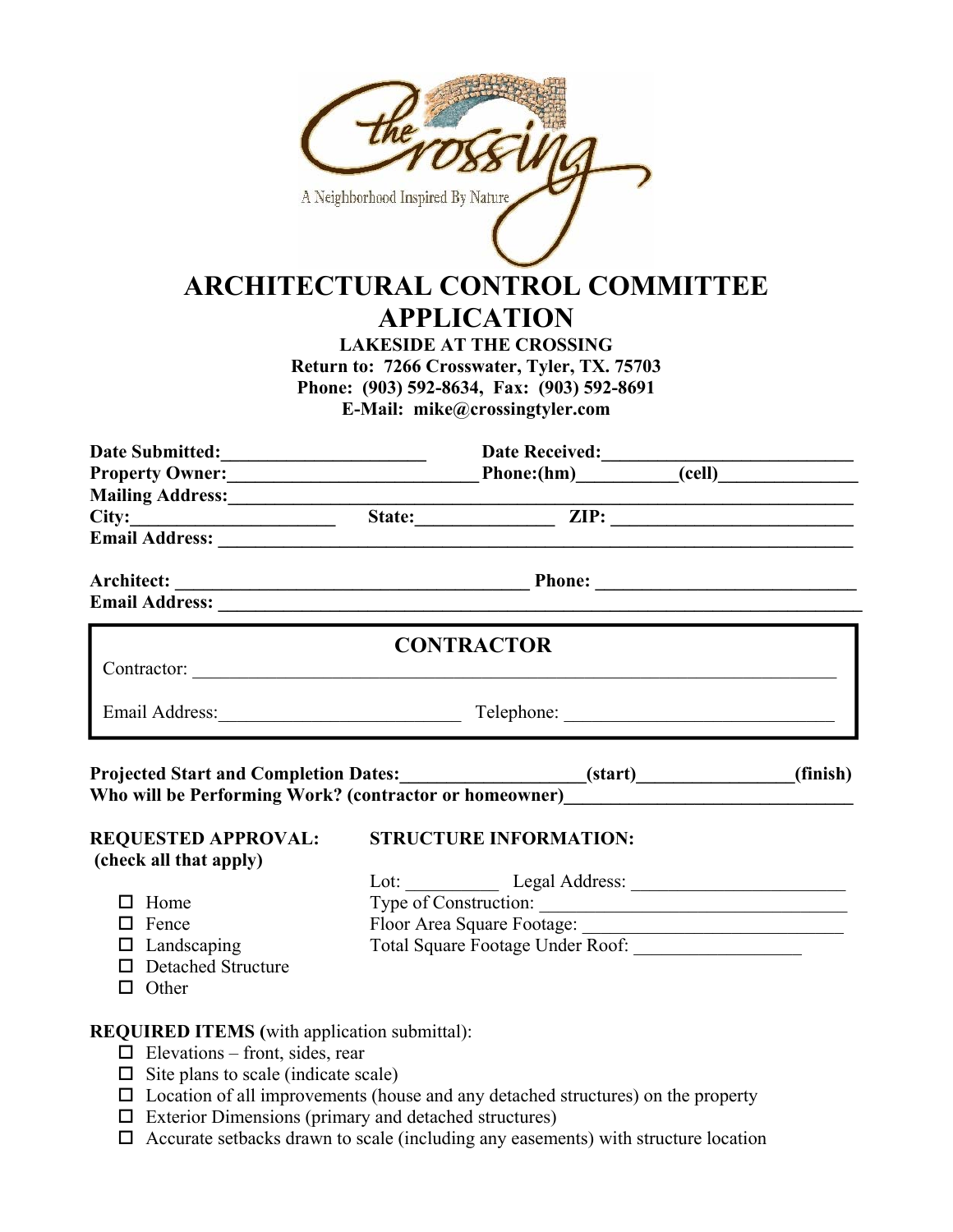the Crossing

A Neighborhood Inspired By Nature

# ARCHITECTURAL CONTROL COMMITTEE APPLICATION

**LAKESIDE AT THE CROSSING**
**Return to: 7266 Crosswater, Tyler, TX. 75703**
**Phone: (903) 592-8634, Fax: (903) 592-8691**
**E-Mail: mike@crossingtyler.com**

**Date Submitted:**______________________ **Date Received:**__________________________

**Property Owner:**___________________________ **Phone:(hm)**__________**(cell)**_______________

**Mailing Address:**_______________________________________________________________________

**City:**______________________ **State:**______________ **ZIP:** _________________________

**Email Address:** ________________________________________________________________________

**Architect:** _______________________________________ **Phone:** ____________________________

**Email Address:** _________________________________________________________________________

## CONTRACTOR

Contractor: ______________________________________________________________________

Email Address:__________________________ Telephone: _____________________________

**Projected Start and Completion Dates:**___________________**(start)**________________**(finish)**

**Who will be Performing Work? (contractor or homeowner)**______________________________

**REQUESTED APPROVAL:**
**(check all that apply)**

- ☐ Home
- ☐ Fence
- ☐ Landscaping
- ☐ Detached Structure
- ☐ Other

**STRUCTURE INFORMATION:**

Lot: __________ Legal Address: _______________________

Type of Construction: _______________________________

Floor Area Square Footage: ___________________________

Total Square Footage Under Roof: _________________

**REQUIRED ITEMS (**with application submittal):

- ☐ Elevations – front, sides, rear
- ☐ Site plans to scale (indicate scale)
- ☐ Location of all improvements (house and any detached structures) on the property
- ☐ Exterior Dimensions (primary and detached structures)
- ☐ Accurate setbacks drawn to scale (including any easements) with structure location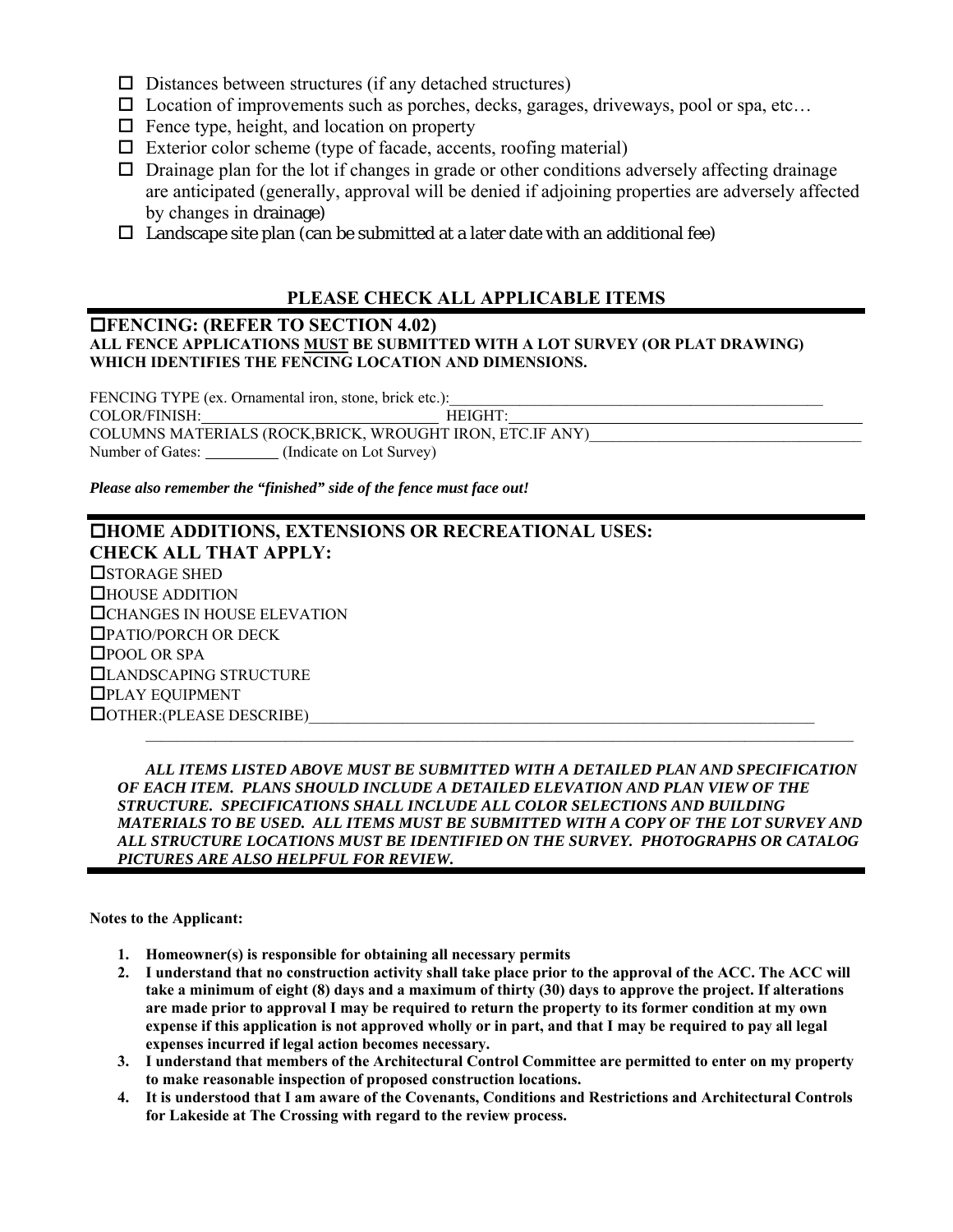- ☐ Distances between structures (if any detached structures)
- ☐ Location of improvements such as porches, decks, garages, driveways, pool or spa, etc…
- ☐ Fence type, height, and location on property
- ☐ Exterior color scheme (type of facade, accents, roofing material)
- ☐ Drainage plan for the lot if changes in grade or other conditions adversely affecting drainage are anticipated (generally, approval will be denied if adjoining properties are adversely affected by changes in drainage)
- ☐ Landscape site plan (can be submitted at a later date with an additional fee)

## PLEASE CHECK ALL APPLICABLE ITEMS

### ☐FENCING: (REFER TO SECTION 4.02)

**ALL FENCE APPLICATIONS <u>MUST</u> BE SUBMITTED WITH A LOT SURVEY (OR PLAT DRAWING) WHICH IDENTIFIES THE FENCING LOCATION AND DIMENSIONS.**

FENCING TYPE (ex. Ornamental iron, stone, brick etc.):________________________________________________

COLOR/FINISH:_____________________________ HEIGHT:_____________________________________________

COLUMNS MATERIALS (ROCK,BRICK, WROUGHT IRON, ETC.IF ANY)__________________________________

Number of Gates: _________ (Indicate on Lot Survey)

***Please also remember the "finished" side of the fence must face out!***

### ☐HOME ADDITIONS, EXTENSIONS OR RECREATIONAL USES:

### CHECK ALL THAT APPLY:

☐STORAGE SHED
☐HOUSE ADDITION
☐CHANGES IN HOUSE ELEVATION
☐PATIO/PORCH OR DECK
☐POOL OR SPA
☐LANDSCAPING STRUCTURE
☐PLAY EQUIPMENT
☐OTHER:(PLEASE DESCRIBE)___________________________________________________________________

_____________________________________________________________________________________________

***ALL ITEMS LISTED ABOVE MUST BE SUBMITTED WITH A DETAILED PLAN AND SPECIFICATION OF EACH ITEM. PLANS SHOULD INCLUDE A DETAILED ELEVATION AND PLAN VIEW OF THE STRUCTURE. SPECIFICATIONS SHALL INCLUDE ALL COLOR SELECTIONS AND BUILDING MATERIALS TO BE USED. ALL ITEMS MUST BE SUBMITTED WITH A COPY OF THE LOT SURVEY AND ALL STRUCTURE LOCATIONS MUST BE IDENTIFIED ON THE SURVEY. PHOTOGRAPHS OR CATALOG PICTURES ARE ALSO HELPFUL FOR REVIEW.***

**Notes to the Applicant:**

1. **Homeowner(s) is responsible for obtaining all necessary permits**
2. **I understand that no construction activity shall take place prior to the approval of the ACC. The ACC will take a minimum of eight (8) days and a maximum of thirty (30) days to approve the project. If alterations are made prior to approval I may be required to return the property to its former condition at my own expense if this application is not approved wholly or in part, and that I may be required to pay all legal expenses incurred if legal action becomes necessary.**
3. **I understand that members of the Architectural Control Committee are permitted to enter on my property to make reasonable inspection of proposed construction locations.**
4. **It is understood that I am aware of the Covenants, Conditions and Restrictions and Architectural Controls for Lakeside at The Crossing with regard to the review process.**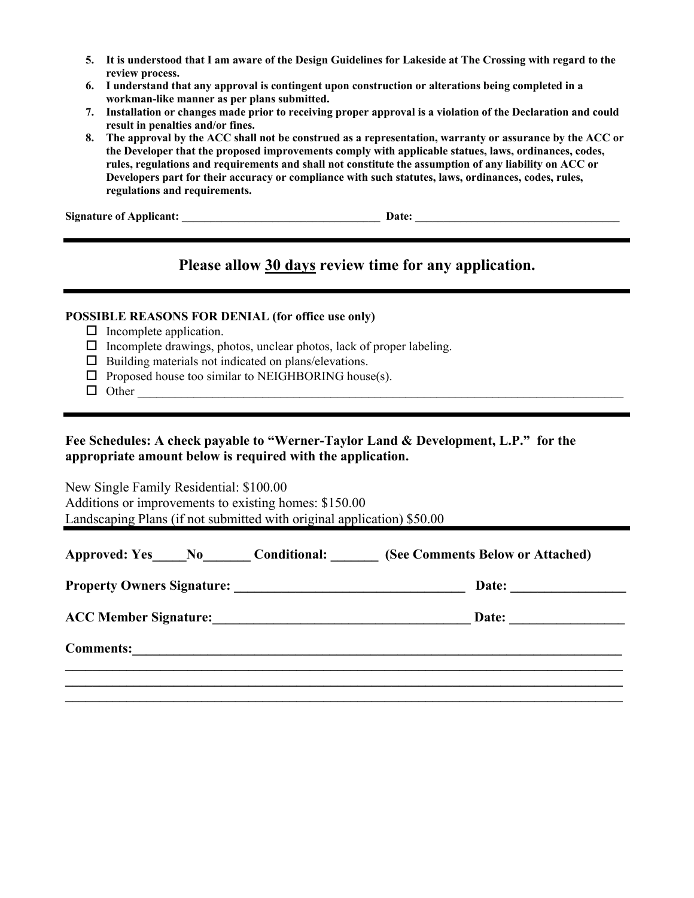5. **It is understood that I am aware of the Design Guidelines for Lakeside at The Crossing with regard to the review process.**
6. **I understand that any approval is contingent upon construction or alterations being completed in a workman-like manner as per plans submitted.**
7. **Installation or changes made prior to receiving proper approval is a violation of the Declaration and could result in penalties and/or fines.**
8. **The approval by the ACC shall not be construed as a representation, warranty or assurance by the ACC or the Developer that the proposed improvements comply with applicable statues, laws, ordinances, codes, rules, regulations and requirements and shall not constitute the assumption of any liability on ACC or Developers part for their accuracy or compliance with such statutes, laws, ordinances, codes, rules, regulations and requirements.**

**Signature of Applicant: ___________________________________ Date: ____________________________________**

---

## Please allow <u>30 days</u> review time for any application.

---

**POSSIBLE REASONS FOR DENIAL (for office use only)**

- ☐ Incomplete application.
- ☐ Incomplete drawings, photos, unclear photos, lack of proper labeling.
- ☐ Building materials not indicated on plans/elevations.
- ☐ Proposed house too similar to NEIGHBORING house(s).
- ☐ Other ____________________________________________________________________________________

---

**Fee Schedules: A check payable to "Werner-Taylor Land & Development, L.P." for the appropriate amount below is required with the application.**

New Single Family Residential: $100.00
Additions or improvements to existing homes: $150.00
Landscaping Plans (if not submitted with original application) $50.00

---

**Approved: Yes_____No_______ Conditional: _______ (See Comments Below or Attached)**

**Property Owners Signature: ___________________________________ Date: _________________**

**ACC Member Signature:_______________________________________ Date: _________________**

**Comments:____________________________________________________________________________**

**_____________________________________________________________________________________**

**_____________________________________________________________________________________**

**_____________________________________________________________________________________**